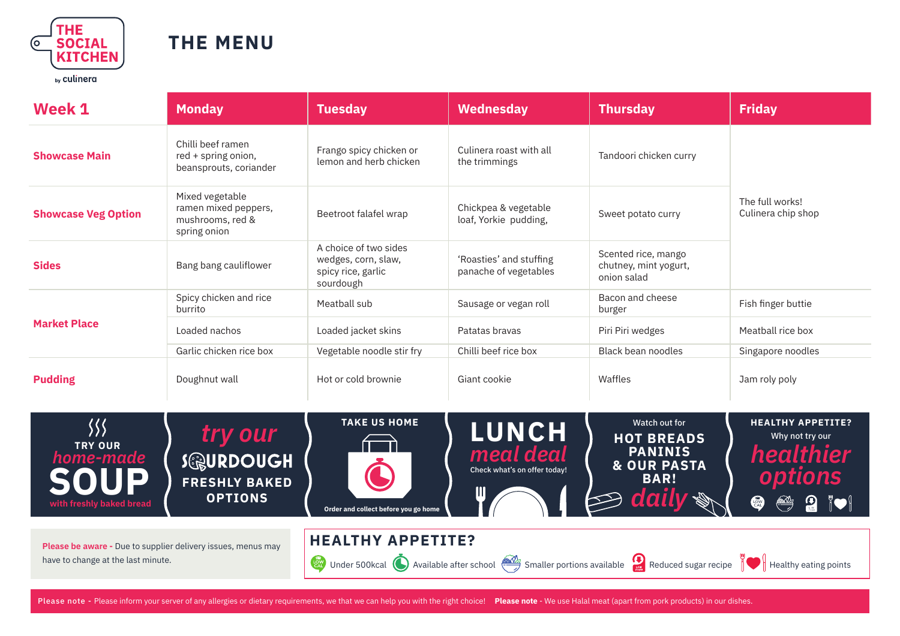THE SOCIAL KITCHEN

by culinera

# THE MENU

| Week 1 | Monday | Tuesday | Wednesday | Thursday | Friday |
|---|---|---|---|---|---|
| **Showcase Main** | Chilli beef ramen red + spring onion, beansprouts, coriander | Frango spicy chicken or lemon and herb chicken | Culinera roast with all the trimmings | Tandoori chicken curry | The full works! Culinera chip shop |
| **Showcase Veg Option** | Mixed vegetable ramen mixed peppers, mushrooms, red & spring onion | Beetroot falafel wrap | Chickpea & vegetable loaf, Yorkie pudding, | Sweet potato curry | |
| **Sides** | Bang bang cauliflower | A choice of two sides wedges, corn, slaw, spicy rice, garlic sourdough | 'Roasties' and stuffing panache of vegetables | Scented rice, mango chutney, mint yogurt, onion salad | |
| **Market Place** | Spicy chicken and rice burrito | Meatball sub | Sausage or vegan roll | Bacon and cheese burger | Fish finger buttie |
| | Loaded nachos | Loaded jacket skins | Patatas bravas | Piri Piri wedges | Meatball rice box |
| | Garlic chicken rice box | Vegetable noodle stir fry | Chilli beef rice box | Black bean noodles | Singapore noodles |
| **Pudding** | Doughnut wall | Hot or cold brownie | Giant cookie | Waffles | Jam roly poly |

TRY OUR *home-made* SOUP with freshly baked bread

*try our* SOURDOUGH FRESHLY BAKED OPTIONS

TAKE US HOME — Order and collect before you go home

LUNCH *meal deal* — Check what's on offer today!

Watch out for HOT BREADS PANINIS & OUR PASTA BAR! *daily*

HEALTHY APPETITE? Why not try our *healthier options*

**Please be aware -** Due to supplier delivery issues, menus may have to change at the last minute.

## HEALTHY APPETITE?

Under 500kcal | Available after school | Smaller portions available | Reduced sugar recipe | Healthy eating points

**Please note -** Please inform your server of any allergies or dietary requirements, we that we can help you with the right choice! **Please note -** We use Halal meat (apart from pork products) in our dishes.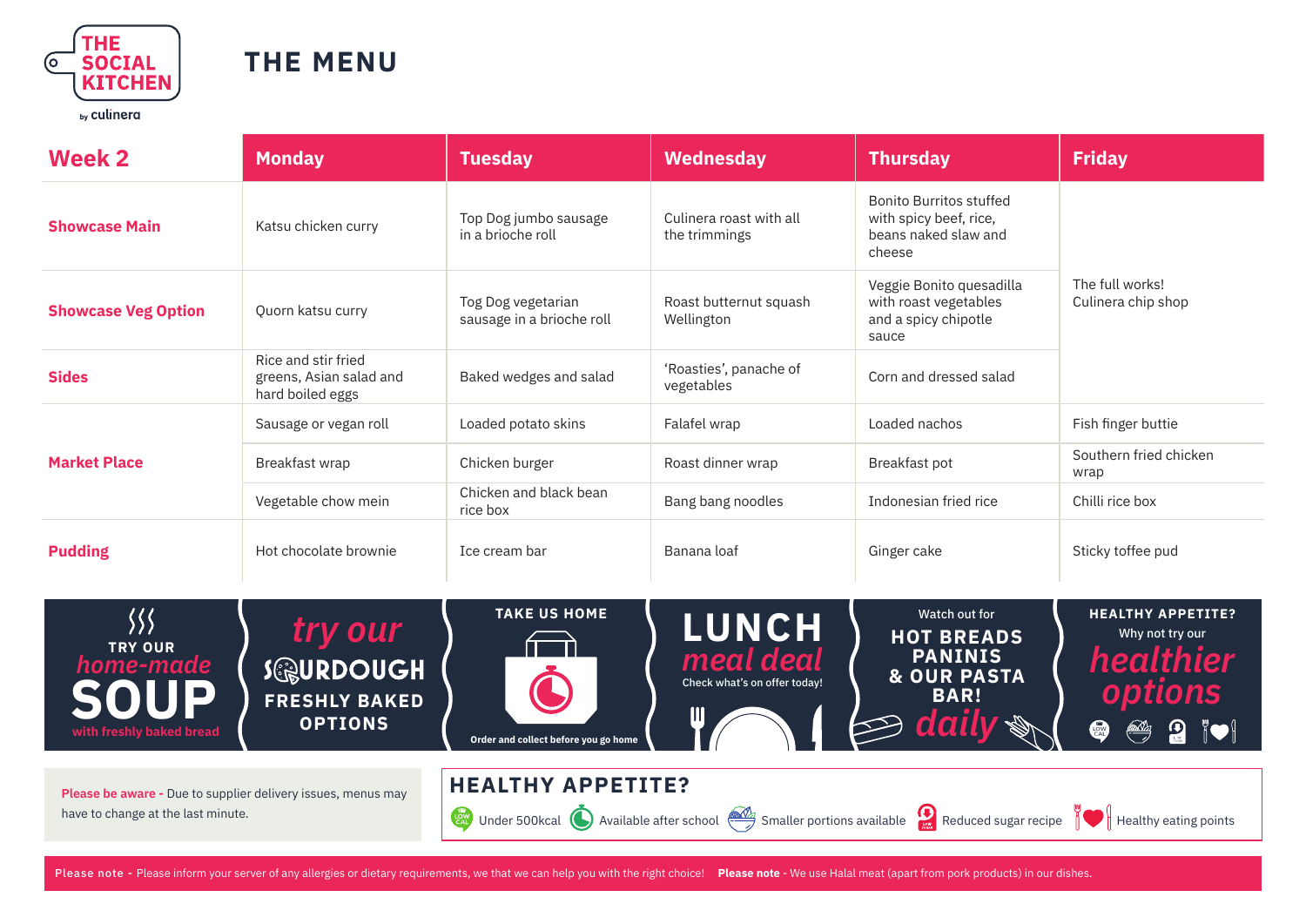THE SOCIAL KITCHEN by culinera

# THE MENU

| Week 2 | Monday | Tuesday | Wednesday | Thursday | Friday |
|---|---|---|---|---|---|
| **Showcase Main** | Katsu chicken curry | Top Dog jumbo sausage in a brioche roll | Culinera roast with all the trimmings | Bonito Burritos stuffed with spicy beef, rice, beans naked slaw and cheese | The full works! Culinera chip shop |
| **Showcase Veg Option** | Quorn katsu curry | Tog Dog vegetarian sausage in a brioche roll | Roast butternut squash Wellington | Veggie Bonito quesadilla with roast vegetables and a spicy chipotle sauce | |
| **Sides** | Rice and stir fried greens, Asian salad and hard boiled eggs | Baked wedges and salad | 'Roasties', panache of vegetables | Corn and dressed salad | |
| **Market Place** | Sausage or vegan roll | Loaded potato skins | Falafel wrap | Loaded nachos | Fish finger buttie |
| | Breakfast wrap | Chicken burger | Roast dinner wrap | Breakfast pot | Southern fried chicken wrap |
| | Vegetable chow mein | Chicken and black bean rice box | Bang bang noodles | Indonesian fried rice | Chilli rice box |
| **Pudding** | Hot chocolate brownie | Ice cream bar | Banana loaf | Ginger cake | Sticky toffee pud |

TRY OUR *home-made* SOUP with freshly baked bread

*try our* SOURDOUGH FRESHLY BAKED OPTIONS

TAKE US HOME — Order and collect before you go home

LUNCH *meal deal* — Check what's on offer today!

Watch out for HOT BREADS PANINIS & OUR PASTA BAR! *daily*

HEALTHY APPETITE? Why not try our *healthier options*

**Please be aware -** Due to supplier delivery issues, menus may have to change at the last minute.

## HEALTHY APPETITE?

Under 500kcal · Available after school · Smaller portions available · Reduced sugar recipe · Healthy eating points

**Please note -** Please inform your server of any allergies or dietary requirements, we that we can help you with the right choice! **Please note -** We use Halal meat (apart from pork products) in our dishes.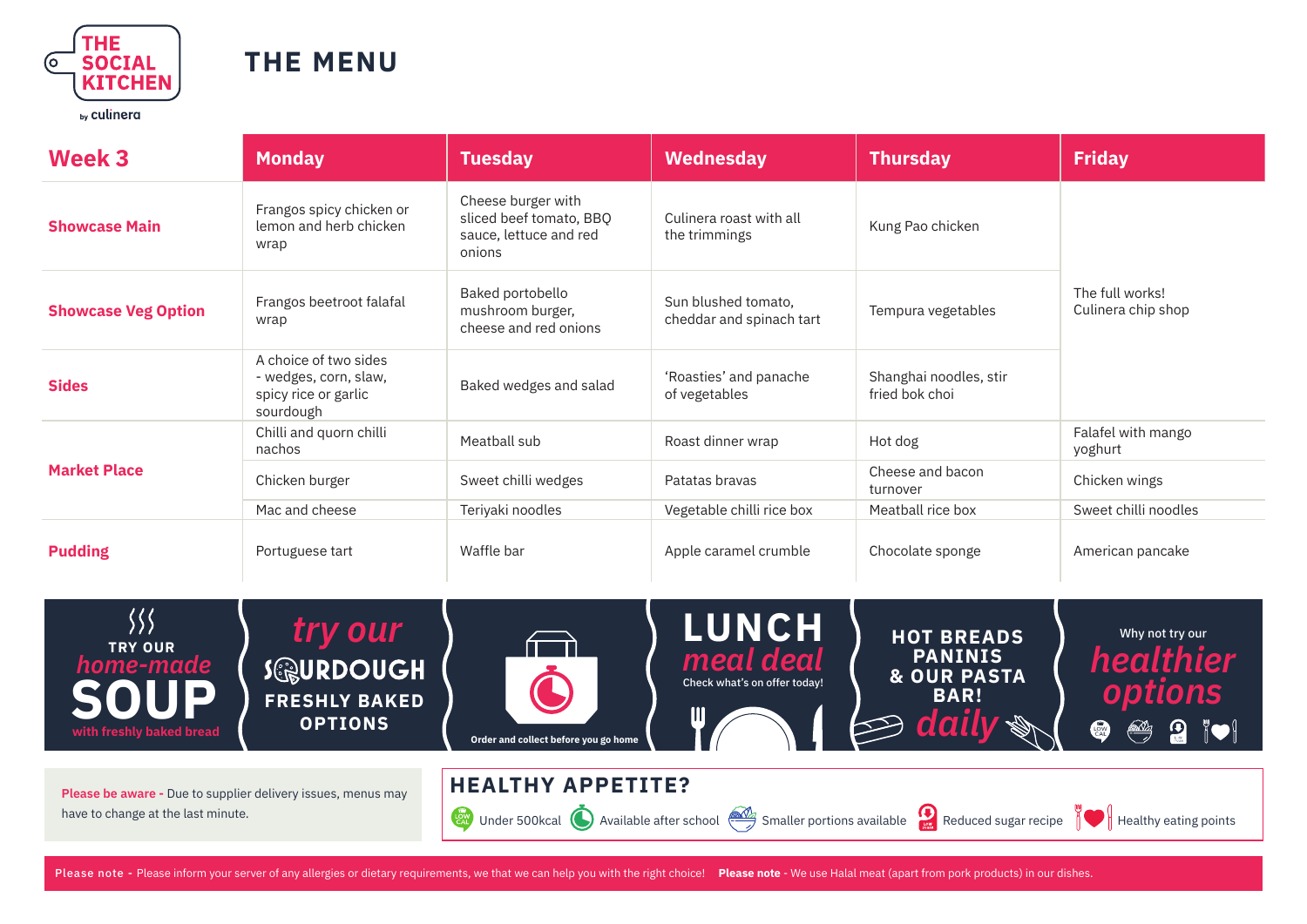# THE SOCIAL KITCHEN

by culinera

## THE MENU

| Week 3 | Monday | Tuesday | Wednesday | Thursday | Friday |
|---|---|---|---|---|---|
| **Showcase Main** | Frangos spicy chicken or lemon and herb chicken wrap | Cheese burger with sliced beef tomato, BBQ sauce, lettuce and red onions | Culinera roast with all the trimmings | Kung Pao chicken | The full works! Culinera chip shop |
| **Showcase Veg Option** | Frangos beetroot falafal wrap | Baked portobello mushroom burger, cheese and red onions | Sun blushed tomato, cheddar and spinach tart | Tempura vegetables | |
| **Sides** | A choice of two sides - wedges, corn, slaw, spicy rice or garlic sourdough | Baked wedges and salad | 'Roasties' and panache of vegetables | Shanghai noodles, stir fried bok choi | |
| **Market Place** | Chilli and quorn chilli nachos | Meatball sub | Roast dinner wrap | Hot dog | Falafel with mango yoghurt |
| | Chicken burger | Sweet chilli wedges | Patatas bravas | Cheese and bacon turnover | Chicken wings |
| | Mac and cheese | Teriyaki noodles | Vegetable chilli rice box | Meatball rice box | Sweet chilli noodles |
| **Pudding** | Portuguese tart | Waffle bar | Apple caramel crumble | Chocolate sponge | American pancake |

TRY OUR *home-made* **SOUP** with freshly baked bread

*try our* **SOURDOUGH** FRESHLY BAKED OPTIONS

Order and collect before you go home

**LUNCH** *meal deal* Check what's on offer today!

HOT BREADS PANINIS & OUR PASTA BAR! *daily*

Why not try our *healthier options*

**Please be aware -** Due to supplier delivery issues, menus may have to change at the last minute.

### HEALTHY APPETITE?

Under 500kcal · Available after school · Smaller portions available · Reduced sugar recipe · Healthy eating points

**Please note -** Please inform your server of any allergies or dietary requirements, we that we can help you with the right choice! **Please note -** We use Halal meat (apart from pork products) in our dishes.